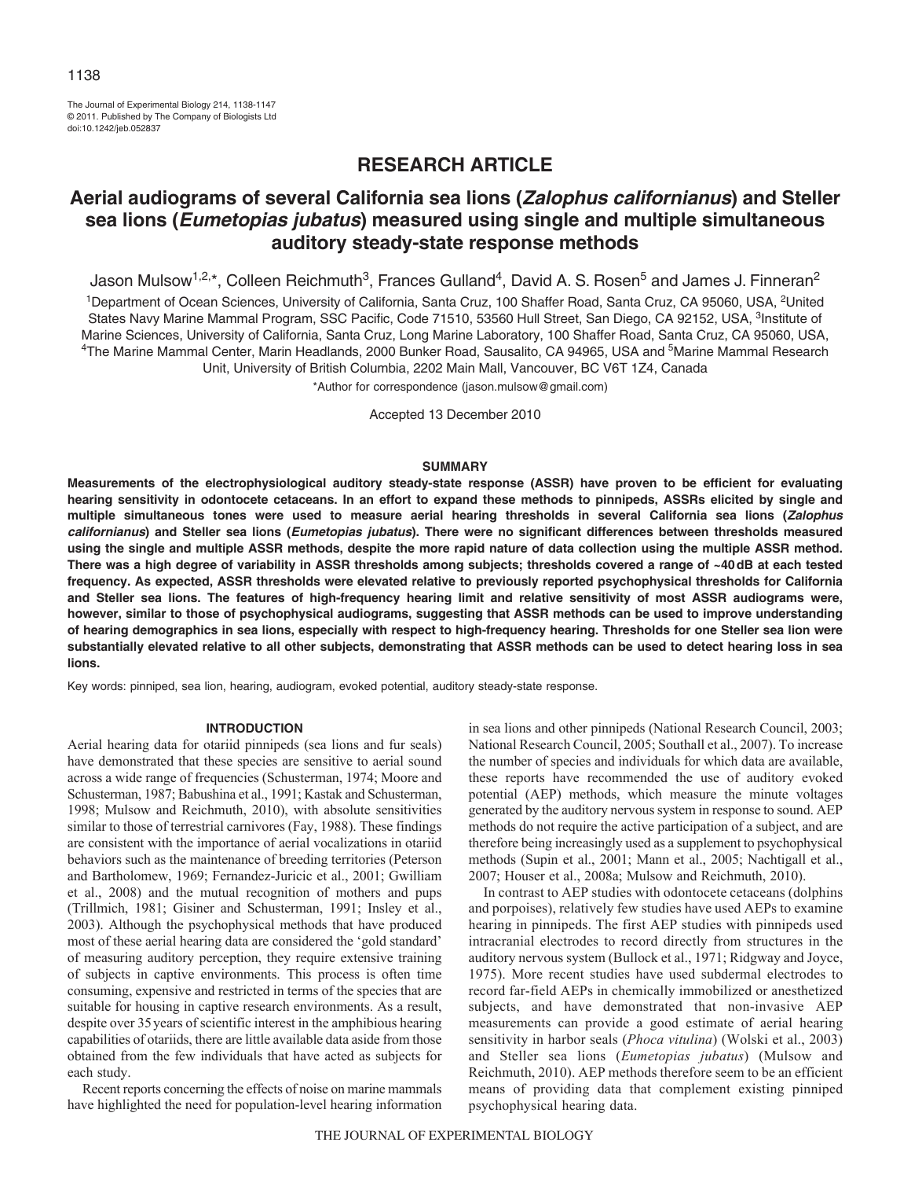RESEARCH ARTICLE

# Aerial audiograms of several California sea lions (*Zalophus californianus*) and Steller sea lions (*Eumetopias jubatus*) measured using single and multiple simultaneous auditory steady-state response methods

Jason Mulsow[1,2,*], Colleen Reichmuth[3], Frances Gulland[4], David A. S. Rosen[5] and James J. Finneran[2]

[1]Department of Ocean Sciences, University of California, Santa Cruz, 100 Shaffer Road, Santa Cruz, CA 95060, USA, [2]United States Navy Marine Mammal Program, SSC Pacific, Code 71510, 53560 Hull Street, San Diego, CA 92152, USA, [3]Institute of Marine Sciences, University of California, Santa Cruz, Long Marine Laboratory, 100 Shaffer Road, Santa Cruz, CA 95060, USA, [4]The Marine Mammal Center, Marin Headlands, 2000 Bunker Road, Sausalito, CA 94965, USA and [5]Marine Mammal Research Unit, University of British Columbia, 2202 Main Mall, Vancouver, BC V6T 1Z4, Canada

*Author for correspondence (jason.mulsow@gmail.com)

Accepted 13 December 2010

## SUMMARY

**Measurements of the electrophysiological auditory steady-state response (ASSR) have proven to be efficient for evaluating hearing sensitivity in odontocete cetaceans. In an effort to expand these methods to pinnipeds, ASSRs elicited by single and multiple simultaneous tones were used to measure aerial hearing thresholds in several California sea lions (*Zalophus californianus*) and Steller sea lions (*Eumetopias jubatus*). There were no significant differences between thresholds measured using the single and multiple ASSR methods, despite the more rapid nature of data collection using the multiple ASSR method. There was a high degree of variability in ASSR thresholds among subjects; thresholds covered a range of ~40 dB at each tested frequency. As expected, ASSR thresholds were elevated relative to previously reported psychophysical thresholds for California and Steller sea lions. The features of high-frequency hearing limit and relative sensitivity of most ASSR audiograms were, however, similar to those of psychophysical audiograms, suggesting that ASSR methods can be used to improve understanding of hearing demographics in sea lions, especially with respect to high-frequency hearing. Thresholds for one Steller sea lion were substantially elevated relative to all other subjects, demonstrating that ASSR methods can be used to detect hearing loss in sea lions.**

Key words: pinniped, sea lion, hearing, audiogram, evoked potential, auditory steady-state response.

## INTRODUCTION

Aerial hearing data for otariid pinnipeds (sea lions and fur seals) have demonstrated that these species are sensitive to aerial sound across a wide range of frequencies (Schusterman, 1974; Moore and Schusterman, 1987; Babushina et al., 1991; Kastak and Schusterman, 1998; Mulsow and Reichmuth, 2010), with absolute sensitivities similar to those of terrestrial carnivores (Fay, 1988). These findings are consistent with the importance of aerial vocalizations in otariid behaviors such as the maintenance of breeding territories (Peterson and Bartholomew, 1969; Fernandez-Juricic et al., 2001; Gwilliam et al., 2008) and the mutual recognition of mothers and pups (Trillmich, 1981; Gisiner and Schusterman, 1991; Insley et al., 2003). Although the psychophysical methods that have produced most of these aerial hearing data are considered the 'gold standard' of measuring auditory perception, they require extensive training of subjects in captive environments. This process is often time consuming, expensive and restricted in terms of the species that are suitable for housing in captive research environments. As a result, despite over 35 years of scientific interest in the amphibious hearing capabilities of otariids, there are little available data aside from those obtained from the few individuals that have acted as subjects for each study.

Recent reports concerning the effects of noise on marine mammals have highlighted the need for population-level hearing information in sea lions and other pinnipeds (National Research Council, 2003; National Research Council, 2005; Southall et al., 2007). To increase the number of species and individuals for which data are available, these reports have recommended the use of auditory evoked potential (AEP) methods, which measure the minute voltages generated by the auditory nervous system in response to sound. AEP methods do not require the active participation of a subject, and are therefore being increasingly used as a supplement to psychophysical methods (Supin et al., 2001; Mann et al., 2005; Nachtigall et al., 2007; Houser et al., 2008a; Mulsow and Reichmuth, 2010).

In contrast to AEP studies with odontocete cetaceans (dolphins and porpoises), relatively few studies have used AEPs to examine hearing in pinnipeds. The first AEP studies with pinnipeds used intracranial electrodes to record directly from structures in the auditory nervous system (Bullock et al., 1971; Ridgway and Joyce, 1975). More recent studies have used subdermal electrodes to record far-field AEPs in chemically immobilized or anesthetized subjects, and have demonstrated that non-invasive AEP measurements can provide a good estimate of aerial hearing sensitivity in harbor seals (*Phoca vitulina*) (Wolski et al., 2003) and Steller sea lions (*Eumetopias jubatus*) (Mulsow and Reichmuth, 2010). AEP methods therefore seem to be an efficient means of providing data that complement existing pinniped psychophysical hearing data.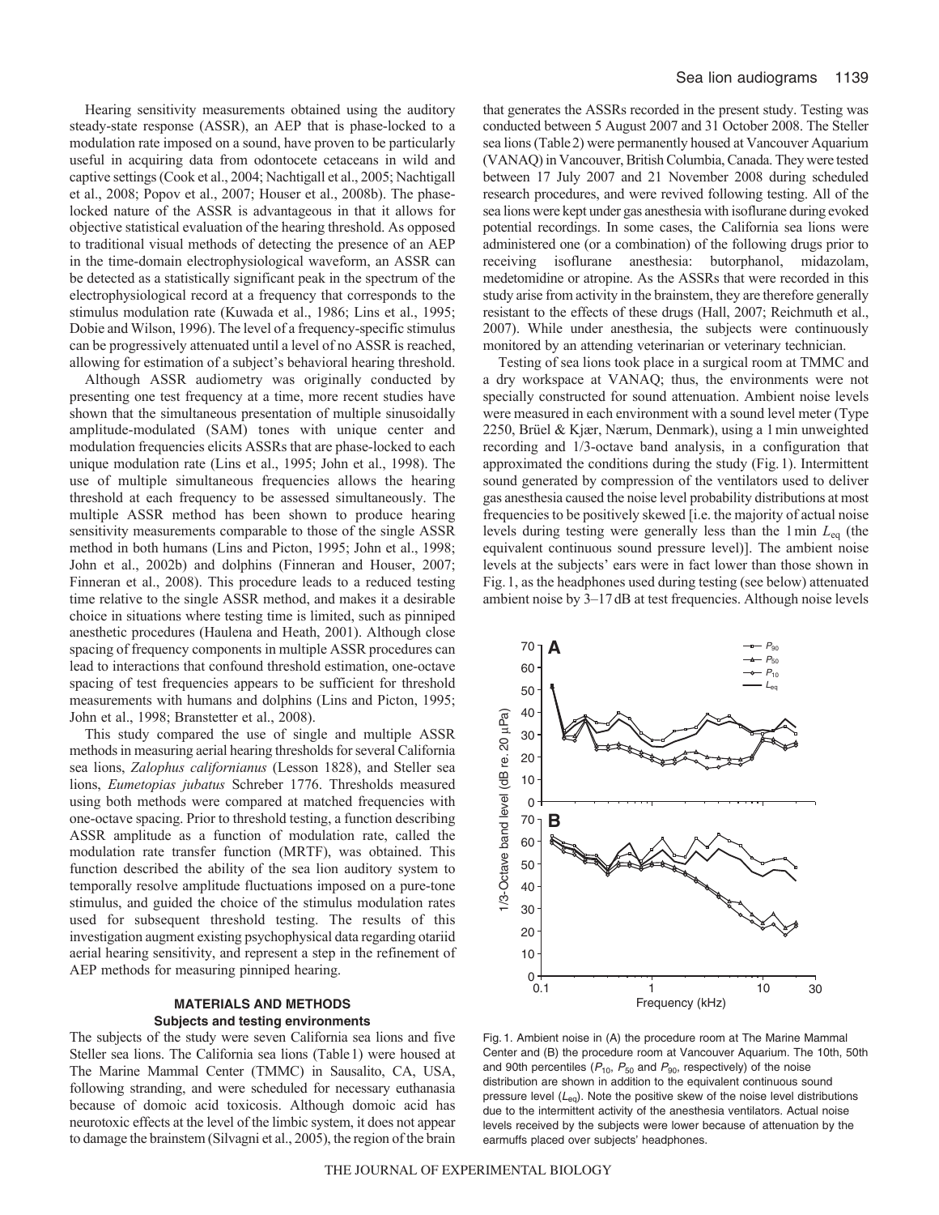Hearing sensitivity measurements obtained using the auditory steady-state response (ASSR), an AEP that is phase-locked to a modulation rate imposed on a sound, have proven to be particularly useful in acquiring data from odontocete cetaceans in wild and captive settings (Cook et al., 2004; Nachtigall et al., 2005; Nachtigall et al., 2008; Popov et al., 2007; Houser et al., 2008b). The phase-locked nature of the ASSR is advantageous in that it allows for objective statistical evaluation of the hearing threshold. As opposed to traditional visual methods of detecting the presence of an AEP in the time-domain electrophysiological waveform, an ASSR can be detected as a statistically significant peak in the spectrum of the electrophysiological record at a frequency that corresponds to the stimulus modulation rate (Kuwada et al., 1986; Lins et al., 1995; Dobie and Wilson, 1996). The level of a frequency-specific stimulus can be progressively attenuated until a level of no ASSR is reached, allowing for estimation of a subject's behavioral hearing threshold.

Although ASSR audiometry was originally conducted by presenting one test frequency at a time, more recent studies have shown that the simultaneous presentation of multiple sinusoidally amplitude-modulated (SAM) tones with unique center and modulation frequencies elicits ASSRs that are phase-locked to each unique modulation rate (Lins et al., 1995; John et al., 1998). The use of multiple simultaneous frequencies allows the hearing threshold at each frequency to be assessed simultaneously. The multiple ASSR method has been shown to produce hearing sensitivity measurements comparable to those of the single ASSR method in both humans (Lins and Picton, 1995; John et al., 1998; John et al., 2002b) and dolphins (Finneran and Houser, 2007; Finneran et al., 2008). This procedure leads to a reduced testing time relative to the single ASSR method, and makes it a desirable choice in situations where testing time is limited, such as pinniped anesthetic procedures (Haulena and Heath, 2001). Although close spacing of frequency components in multiple ASSR procedures can lead to interactions that confound threshold estimation, one-octave spacing of test frequencies appears to be sufficient for threshold measurements with humans and dolphins (Lins and Picton, 1995; John et al., 1998; Branstetter et al., 2008).

This study compared the use of single and multiple ASSR methods in measuring aerial hearing thresholds for several California sea lions, *Zalophus californianus* (Lesson 1828), and Steller sea lions, *Eumetopias jubatus* Schreber 1776. Thresholds measured using both methods were compared at matched frequencies with one-octave spacing. Prior to threshold testing, a function describing ASSR amplitude as a function of modulation rate, called the modulation rate transfer function (MRTF), was obtained. This function described the ability of the sea lion auditory system to temporally resolve amplitude fluctuations imposed on a pure-tone stimulus, and guided the choice of the stimulus modulation rates used for subsequent threshold testing. The results of this investigation augment existing psychophysical data regarding otariid aerial hearing sensitivity, and represent a step in the refinement of AEP methods for measuring pinniped hearing.

## MATERIALS AND METHODS

### Subjects and testing environments

The subjects of the study were seven California sea lions and five Steller sea lions. The California sea lions (Table 1) were housed at The Marine Mammal Center (TMMC) in Sausalito, CA, USA, following stranding, and were scheduled for necessary euthanasia because of domoic acid toxicosis. Although domoic acid has neurotoxic effects at the level of the limbic system, it does not appear to damage the brainstem (Silvagni et al., 2005), the region of the brain that generates the ASSRs recorded in the present study. Testing was conducted between 5 August 2007 and 31 October 2008. The Steller sea lions (Table 2) were permanently housed at Vancouver Aquarium (VANAQ) in Vancouver, British Columbia, Canada. They were tested between 17 July 2007 and 21 November 2008 during scheduled research procedures, and were revived following testing. All of the sea lions were kept under gas anesthesia with isoflurane during evoked potential recordings. In some cases, the California sea lions were administered one (or a combination) of the following drugs prior to receiving isoflurane anesthesia: butorphanol, midazolam, medetomidine or atropine. As the ASSRs that were recorded in this study arise from activity in the brainstem, they are therefore generally resistant to the effects of these drugs (Hall, 2007; Reichmuth et al., 2007). While under anesthesia, the subjects were continuously monitored by an attending veterinarian or veterinary technician.

Testing of sea lions took place in a surgical room at TMMC and a dry workspace at VANAQ; thus, the environments were not specially constructed for sound attenuation. Ambient noise levels were measured in each environment with a sound level meter (Type 2250, Brüel & Kjær, Nærum, Denmark), using a 1 min unweighted recording and 1/3-octave band analysis, in a configuration that approximated the conditions during the study (Fig. 1). Intermittent sound generated by compression of the ventilators used to deliver gas anesthesia caused the noise level probability distributions at most frequencies to be positively skewed [i.e. the majority of actual noise levels during testing were generally less than the 1 min $L_{eq}$ (the equivalent continuous sound pressure level)]. The ambient noise levels at the subjects' ears were in fact lower than those shown in Fig. 1, as the headphones used during testing (see below) attenuated ambient noise by 3–17 dB at test frequencies. Although noise levels

Fig. 1. Ambient noise in (A) the procedure room at The Marine Mammal Center and (B) the procedure room at Vancouver Aquarium. The 10th, 50th and 90th percentiles ($P_{10}$, $P_{50}$ and $P_{90}$, respectively) of the noise distribution are shown in addition to the equivalent continuous sound pressure level ($L_{eq}$). Note the positive skew of the noise level distributions due to the intermittent activity of the anesthesia ventilators. Actual noise levels received by the subjects were lower because of attenuation by the earmuffs placed over subjects' headphones.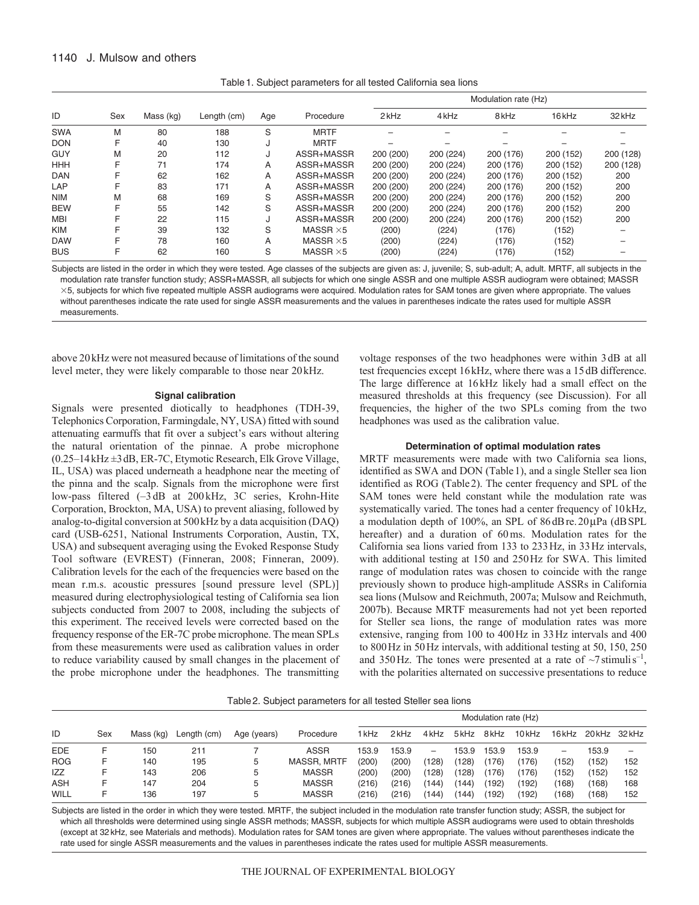Table 1. Subject parameters for all tested California sea lions

| ID | Sex | Mass (kg) | Length (cm) | Age | Procedure | Modulation rate (Hz) | | | | |
|---|---|---|---|---|---|---|---|---|---|---|
| | | | | | | 2 kHz | 4 kHz | 8 kHz | 16 kHz | 32 kHz |
| SWA | M | 80 | 188 | S | MRTF | – | – | – | – | – |
| DON | F | 40 | 130 | J | MRTF | – | – | – | – | – |
| GUY | M | 20 | 112 | J | ASSR+MASSR | 200 (200) | 200 (224) | 200 (176) | 200 (152) | 200 (128) |
| HHH | F | 71 | 174 | A | ASSR+MASSR | 200 (200) | 200 (224) | 200 (176) | 200 (152) | 200 (128) |
| DAN | F | 62 | 162 | A | ASSR+MASSR | 200 (200) | 200 (224) | 200 (176) | 200 (152) | 200 |
| LAP | F | 83 | 171 | A | ASSR+MASSR | 200 (200) | 200 (224) | 200 (176) | 200 (152) | 200 |
| NIM | M | 68 | 169 | S | ASSR+MASSR | 200 (200) | 200 (224) | 200 (176) | 200 (152) | 200 |
| BEW | F | 55 | 142 | S | ASSR+MASSR | 200 (200) | 200 (224) | 200 (176) | 200 (152) | 200 |
| MBI | F | 22 | 115 | J | ASSR+MASSR | 200 (200) | 200 (224) | 200 (176) | 200 (152) | 200 |
| KIM | F | 39 | 132 | S | MASSR ×5 | (200) | (224) | (176) | (152) | – |
| DAW | F | 78 | 160 | A | MASSR ×5 | (200) | (224) | (176) | (152) | – |
| BUS | F | 62 | 160 | S | MASSR ×5 | (200) | (224) | (176) | (152) | – |

Subjects are listed in the order in which they were tested. Age classes of the subjects are given as: J, juvenile; S, sub-adult; A, adult. MRTF, all subjects in the modulation rate transfer function study; ASSR+MASSR, all subjects for which one single ASSR and one multiple ASSR audiogram were obtained; MASSR ×5, subjects for which five repeated multiple ASSR audiograms were acquired. Modulation rates for SAM tones are given where appropriate. The values without parentheses indicate the rate used for single ASSR measurements and the values in parentheses indicate the rates used for multiple ASSR measurements.

above 20 kHz were not measured because of limitations of the sound level meter, they were likely comparable to those near 20 kHz.

### Signal calibration

Signals were presented diotically to headphones (TDH-39, Telephonics Corporation, Farmingdale, NY, USA) fitted with sound attenuating earmuffs that fit over a subject's ears without altering the natural orientation of the pinnae. A probe microphone (0.25–14 kHz ±3 dB, ER-7C, Etymotic Research, Elk Grove Village, IL, USA) was placed underneath a headphone near the meeting of the pinna and the scalp. Signals from the microphone were first low-pass filtered (–3 dB at 200 kHz, 3C series, Krohn-Hite Corporation, Brockton, MA, USA) to prevent aliasing, followed by analog-to-digital conversion at 500 kHz by a data acquisition (DAQ) card (USB-6251, National Instruments Corporation, Austin, TX, USA) and subsequent averaging using the Evoked Response Study Tool software (EVREST) (Finneran, 2008; Finneran, 2009). Calibration levels for the each of the frequencies were based on the mean r.m.s. acoustic pressures [sound pressure level (SPL)] measured during electrophysiological testing of California sea lion subjects conducted from 2007 to 2008, including the subjects of this experiment. The received levels were corrected based on the frequency response of the ER-7C probe microphone. The mean SPLs from these measurements were used as calibration values in order to reduce variability caused by small changes in the placement of the probe microphone under the headphones. The transmitting voltage responses of the two headphones were within 3 dB at all test frequencies except 16 kHz, where there was a 15 dB difference. The large difference at 16 kHz likely had a small effect on the measured thresholds at this frequency (see Discussion). For all frequencies, the higher of the two SPLs coming from the two headphones was used as the calibration value.

### Determination of optimal modulation rates

MRTF measurements were made with two California sea lions, identified as SWA and DON (Table 1), and a single Steller sea lion identified as ROG (Table 2). The center frequency and SPL of the SAM tones were held constant while the modulation rate was systematically varied. The tones had a center frequency of 10 kHz, a modulation depth of 100%, an SPL of 86 dB re. 20 μPa (dB SPL hereafter) and a duration of 60 ms. Modulation rates for the California sea lions varied from 133 to 233 Hz, in 33 Hz intervals, with additional testing at 150 and 250 Hz for SWA. This limited range of modulation rates was chosen to coincide with the range previously shown to produce high-amplitude ASSRs in California sea lions (Mulsow and Reichmuth, 2007a; Mulsow and Reichmuth, 2007b). Because MRTF measurements had not yet been reported for Steller sea lions, the range of modulation rates was more extensive, ranging from 100 to 400 Hz in 33 Hz intervals and 400 to 800 Hz in 50 Hz intervals, with additional testing at 50, 150, 250 and 350 Hz. The tones were presented at a rate of ~7 stimuli $s^{-1}$, with the polarities alternated on successive presentations to reduce

Table 2. Subject parameters for all tested Steller sea lions

| ID | Sex | Mass (kg) | Length (cm) | Age (years) | Procedure | Modulation rate (Hz) | | | | | | | | |
|---|---|---|---|---|---|---|---|---|---|---|---|---|---|---|
| | | | | | | 1 kHz | 2 kHz | 4 kHz | 5 kHz | 8 kHz | 10 kHz | 16 kHz | 20 kHz | 32 kHz |
| EDE | F | 150 | 211 | 7 | ASSR | 153.9 | 153.9 | – | 153.9 | 153.9 | 153.9 | – | 153.9 | – |
| ROG | F | 140 | 195 | 5 | MASSR, MRTF | (200) | (200) | (128) | (128) | (176) | (176) | (152) | (152) | 152 |
| IZZ | F | 143 | 206 | 5 | MASSR | (200) | (200) | (128) | (128) | (176) | (176) | (152) | (152) | 152 |
| ASH | F | 147 | 204 | 5 | MASSR | (216) | (216) | (144) | (144) | (192) | (192) | (168) | (168) | 168 |
| WILL | F | 136 | 197 | 5 | MASSR | (216) | (216) | (144) | (144) | (192) | (192) | (168) | (168) | 152 |

Subjects are listed in the order in which they were tested. MRTF, the subject included in the modulation rate transfer function study; ASSR, the subject for which all thresholds were determined using single ASSR methods; MASSR, subjects for which multiple ASSR audiograms were used to obtain thresholds (except at 32 kHz, see Materials and methods). Modulation rates for SAM tones are given where appropriate. The values without parentheses indicate the rate used for single ASSR measurements and the values in parentheses indicate the rates used for multiple ASSR measurements.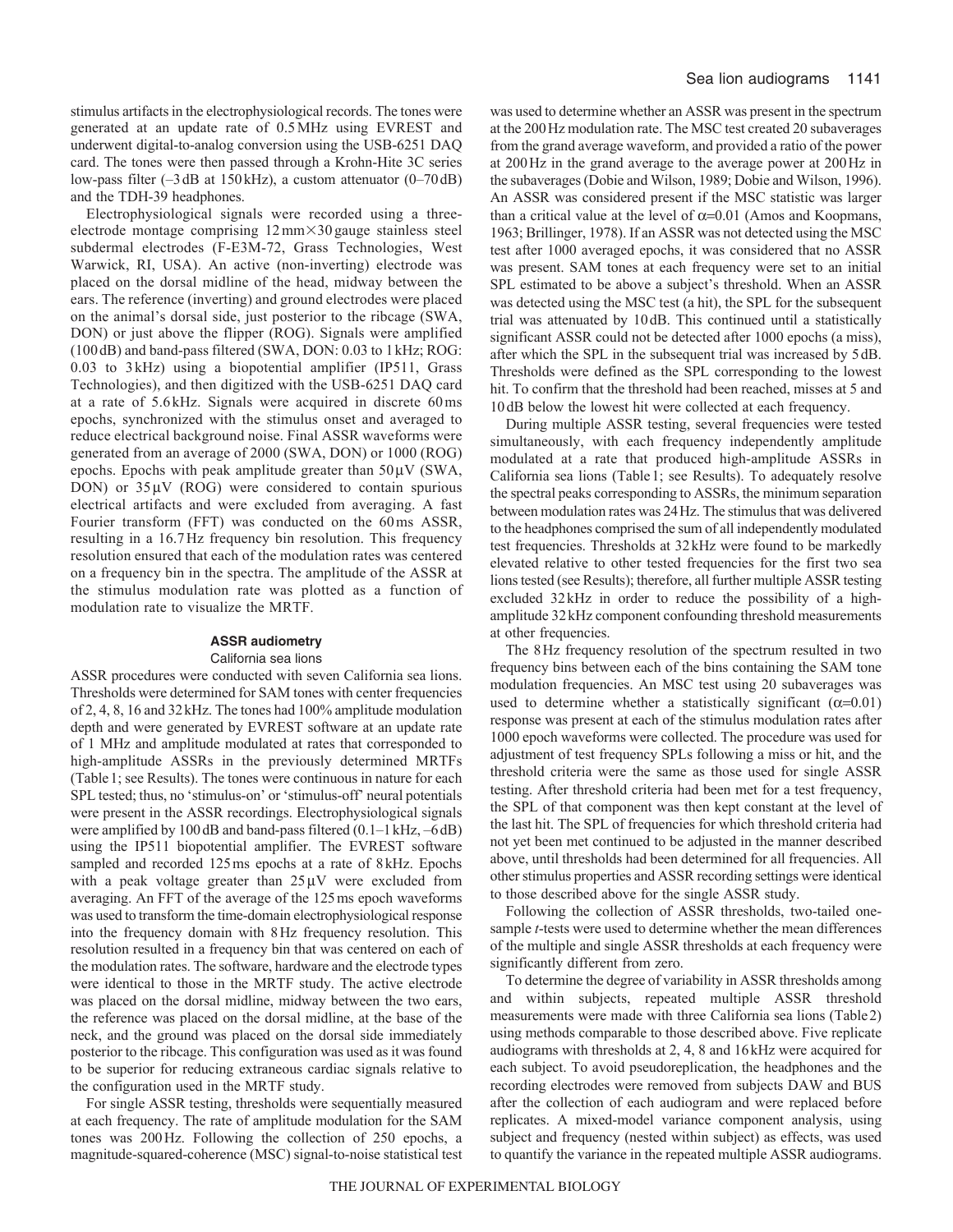stimulus artifacts in the electrophysiological records. The tones were generated at an update rate of 0.5 MHz using EVREST and underwent digital-to-analog conversion using the USB-6251 DAQ card. The tones were then passed through a Krohn-Hite 3C series low-pass filter (–3 dB at 150 kHz), a custom attenuator (0–70 dB) and the TDH-39 headphones.

Electrophysiological signals were recorded using a three-electrode montage comprising 12 mm×30 gauge stainless steel subdermal electrodes (F-E3M-72, Grass Technologies, West Warwick, RI, USA). An active (non-inverting) electrode was placed on the dorsal midline of the head, midway between the ears. The reference (inverting) and ground electrodes were placed on the animal's dorsal side, just posterior to the ribcage (SWA, DON) or just above the flipper (ROG). Signals were amplified (100 dB) and band-pass filtered (SWA, DON: 0.03 to 1 kHz; ROG: 0.03 to 3 kHz) using a biopotential amplifier (IP511, Grass Technologies), and then digitized with the USB-6251 DAQ card at a rate of 5.6 kHz. Signals were acquired in discrete 60 ms epochs, synchronized with the stimulus onset and averaged to reduce electrical background noise. Final ASSR waveforms were generated from an average of 2000 (SWA, DON) or 1000 (ROG) epochs. Epochs with peak amplitude greater than 50 μV (SWA, DON) or 35 μV (ROG) were considered to contain spurious electrical artifacts and were excluded from averaging. A fast Fourier transform (FFT) was conducted on the 60 ms ASSR, resulting in a 16.7 Hz frequency bin resolution. This frequency resolution ensured that each of the modulation rates was centered on a frequency bin in the spectra. The amplitude of the ASSR at the stimulus modulation rate was plotted as a function of modulation rate to visualize the MRTF.

### ASSR audiometry

#### California sea lions

ASSR procedures were conducted with seven California sea lions. Thresholds were determined for SAM tones with center frequencies of 2, 4, 8, 16 and 32 kHz. The tones had 100% amplitude modulation depth and were generated by EVREST software at an update rate of 1 MHz and amplitude modulated at rates that corresponded to high-amplitude ASSRs in the previously determined MRTFs (Table 1; see Results). The tones were continuous in nature for each SPL tested; thus, no 'stimulus-on' or 'stimulus-off' neural potentials were present in the ASSR recordings. Electrophysiological signals were amplified by 100 dB and band-pass filtered (0.1–1 kHz, –6 dB) using the IP511 biopotential amplifier. The EVREST software sampled and recorded 125 ms epochs at a rate of 8 kHz. Epochs with a peak voltage greater than 25 μV were excluded from averaging. An FFT of the average of the 125 ms epoch waveforms was used to transform the time-domain electrophysiological response into the frequency domain with 8 Hz frequency resolution. This resolution resulted in a frequency bin that was centered on each of the modulation rates. The software, hardware and the electrode types were identical to those in the MRTF study. The active electrode was placed on the dorsal midline, midway between the two ears, the reference was placed on the dorsal midline, at the base of the neck, and the ground was placed on the dorsal side immediately posterior to the ribcage. This configuration was used as it was found to be superior for reducing extraneous cardiac signals relative to the configuration used in the MRTF study.

For single ASSR testing, thresholds were sequentially measured at each frequency. The rate of amplitude modulation for the SAM tones was 200 Hz. Following the collection of 250 epochs, a magnitude-squared-coherence (MSC) signal-to-noise statistical test was used to determine whether an ASSR was present in the spectrum at the 200 Hz modulation rate. The MSC test created 20 subaverages from the grand average waveform, and provided a ratio of the power at 200 Hz in the grand average to the average power at 200 Hz in the subaverages (Dobie and Wilson, 1989; Dobie and Wilson, 1996). An ASSR was considered present if the MSC statistic was larger than a critical value at the level of $\alpha$=0.01 (Amos and Koopmans, 1963; Brillinger, 1978). If an ASSR was not detected using the MSC test after 1000 averaged epochs, it was considered that no ASSR was present. SAM tones at each frequency were set to an initial SPL estimated to be above a subject's threshold. When an ASSR was detected using the MSC test (a hit), the SPL for the subsequent trial was attenuated by 10 dB. This continued until a statistically significant ASSR could not be detected after 1000 epochs (a miss), after which the SPL in the subsequent trial was increased by 5 dB. Thresholds were defined as the SPL corresponding to the lowest hit. To confirm that the threshold had been reached, misses at 5 and 10 dB below the lowest hit were collected at each frequency.

During multiple ASSR testing, several frequencies were tested simultaneously, with each frequency independently amplitude modulated at a rate that produced high-amplitude ASSRs in California sea lions (Table 1; see Results). To adequately resolve the spectral peaks corresponding to ASSRs, the minimum separation between modulation rates was 24 Hz. The stimulus that was delivered to the headphones comprised the sum of all independently modulated test frequencies. Thresholds at 32 kHz were found to be markedly elevated relative to other tested frequencies for the first two sea lions tested (see Results); therefore, all further multiple ASSR testing excluded 32 kHz in order to reduce the possibility of a high-amplitude 32 kHz component confounding threshold measurements at other frequencies.

The 8 Hz frequency resolution of the spectrum resulted in two frequency bins between each of the bins containing the SAM tone modulation frequencies. An MSC test using 20 subaverages was used to determine whether a statistically significant ($\alpha$=0.01) response was present at each of the stimulus modulation rates after 1000 epoch waveforms were collected. The procedure was used for adjustment of test frequency SPLs following a miss or hit, and the threshold criteria were the same as those used for single ASSR testing. After threshold criteria had been met for a test frequency, the SPL of that component was then kept constant at the level of the last hit. The SPL of frequencies for which threshold criteria had not yet been met continued to be adjusted in the manner described above, until thresholds had been determined for all frequencies. All other stimulus properties and ASSR recording settings were identical to those described above for the single ASSR study.

Following the collection of ASSR thresholds, two-tailed one-sample *t*-tests were used to determine whether the mean differences of the multiple and single ASSR thresholds at each frequency were significantly different from zero.

To determine the degree of variability in ASSR thresholds among and within subjects, repeated multiple ASSR threshold measurements were made with three California sea lions (Table 2) using methods comparable to those described above. Five replicate audiograms with thresholds at 2, 4, 8 and 16 kHz were acquired for each subject. To avoid pseudoreplication, the headphones and the recording electrodes were removed from subjects DAW and BUS after the collection of each audiogram and were replaced before replicates. A mixed-model variance component analysis, using subject and frequency (nested within subject) as effects, was used to quantify the variance in the repeated multiple ASSR audiograms.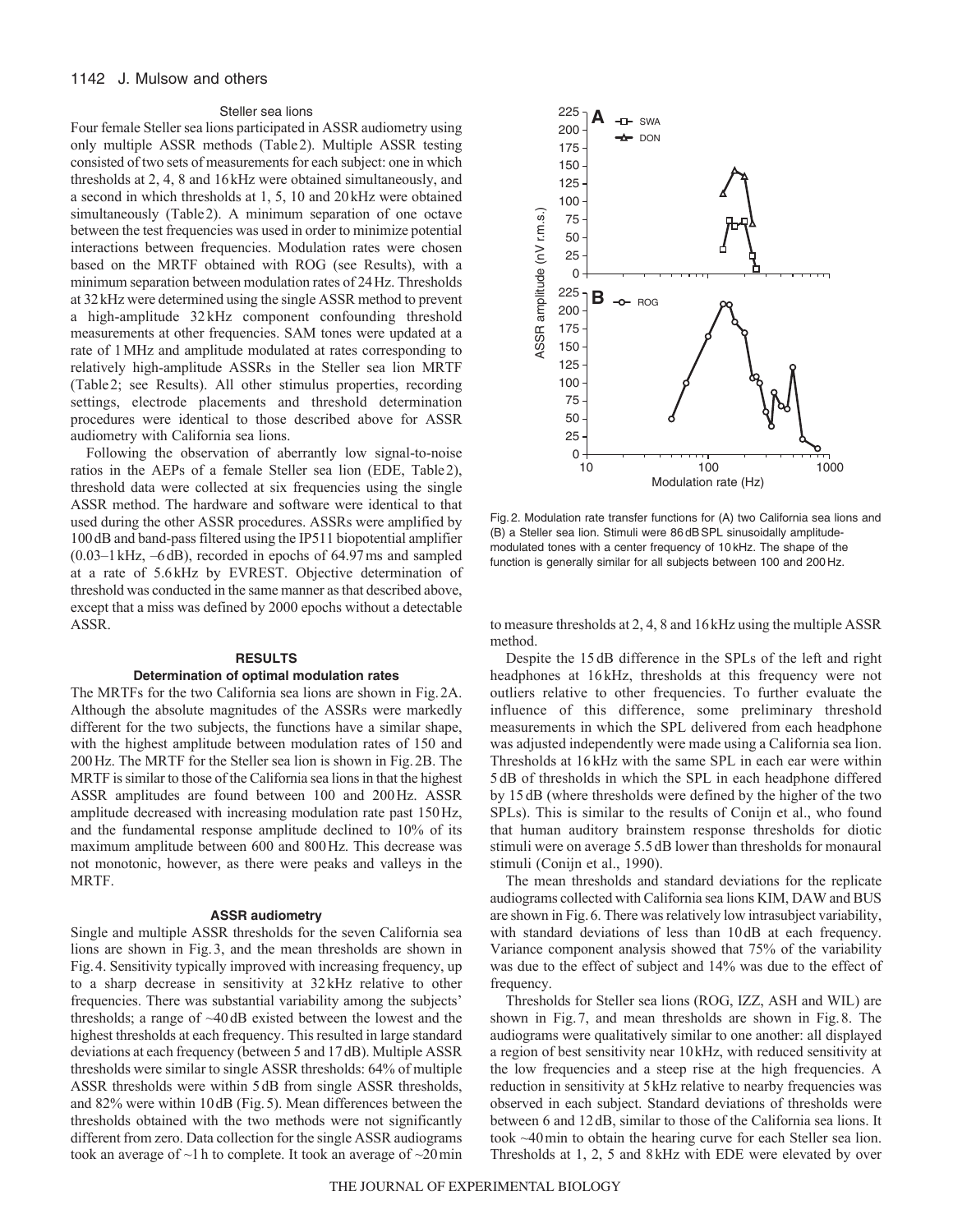### Steller sea lions

Four female Steller sea lions participated in ASSR audiometry using only multiple ASSR methods (Table 2). Multiple ASSR testing consisted of two sets of measurements for each subject: one in which thresholds at 2, 4, 8 and 16 kHz were obtained simultaneously, and a second in which thresholds at 1, 5, 10 and 20 kHz were obtained simultaneously (Table 2). A minimum separation of one octave between the test frequencies was used in order to minimize potential interactions between frequencies. Modulation rates were chosen based on the MRTF obtained with ROG (see Results), with a minimum separation between modulation rates of 24 Hz. Thresholds at 32 kHz were determined using the single ASSR method to prevent a high-amplitude 32 kHz component confounding threshold measurements at other frequencies. SAM tones were updated at a rate of 1 MHz and amplitude modulated at rates corresponding to relatively high-amplitude ASSRs in the Steller sea lion MRTF (Table 2; see Results). All other stimulus properties, recording settings, electrode placements and threshold determination procedures were identical to those described above for ASSR audiometry with California sea lions.

Following the observation of aberrantly low signal-to-noise ratios in the AEPs of a female Steller sea lion (EDE, Table 2), threshold data were collected at six frequencies using the single ASSR method. The hardware and software were identical to that used during the other ASSR procedures. ASSRs were amplified by 100 dB and band-pass filtered using the IP511 biopotential amplifier (0.03–1 kHz, –6 dB), recorded in epochs of 64.97 ms and sampled at a rate of 5.6 kHz by EVREST. Objective determination of threshold was conducted in the same manner as that described above, except that a miss was defined by 2000 epochs without a detectable ASSR.

## RESULTS

### Determination of optimal modulation rates

The MRTFs for the two California sea lions are shown in Fig. 2A. Although the absolute magnitudes of the ASSRs were markedly different for the two subjects, the functions have a similar shape, with the highest amplitude between modulation rates of 150 and 200 Hz. The MRTF for the Steller sea lion is shown in Fig. 2B. The MRTF is similar to those of the California sea lions in that the highest ASSR amplitudes are found between 100 and 200 Hz. ASSR amplitude decreased with increasing modulation rate past 150 Hz, and the fundamental response amplitude declined to 10% of its maximum amplitude between 600 and 800 Hz. This decrease was not monotonic, however, as there were peaks and valleys in the MRTF.

Fig. 2. Modulation rate transfer functions for (A) two California sea lions and (B) a Steller sea lion. Stimuli were 86 dB SPL sinusoidally amplitude-modulated tones with a center frequency of 10 kHz. The shape of the function is generally similar for all subjects between 100 and 200 Hz.

### ASSR audiometry

Single and multiple ASSR thresholds for the seven California sea lions are shown in Fig. 3, and the mean thresholds are shown in Fig. 4. Sensitivity typically improved with increasing frequency, up to a sharp decrease in sensitivity at 32 kHz relative to other frequencies. There was substantial variability among the subjects' thresholds; a range of ~40 dB existed between the lowest and the highest thresholds at each frequency. This resulted in large standard deviations at each frequency (between 5 and 17 dB). Multiple ASSR thresholds were similar to single ASSR thresholds: 64% of multiple ASSR thresholds were within 5 dB from single ASSR thresholds, and 82% were within 10 dB (Fig. 5). Mean differences between the thresholds obtained with the two methods were not significantly different from zero. Data collection for the single ASSR audiograms took an average of ~1 h to complete. It took an average of ~20 min to measure thresholds at 2, 4, 8 and 16 kHz using the multiple ASSR method.

Despite the 15 dB difference in the SPLs of the left and right headphones at 16 kHz, thresholds at this frequency were not outliers relative to other frequencies. To further evaluate the influence of this difference, some preliminary threshold measurements in which the SPL delivered from each headphone was adjusted independently were made using a California sea lion. Thresholds at 16 kHz with the same SPL in each ear were within 5 dB of thresholds in which the SPL in each headphone differed by 15 dB (where thresholds were defined by the higher of the two SPLs). This is similar to the results of Conijn et al., who found that human auditory brainstem response thresholds for diotic stimuli were on average 5.5 dB lower than thresholds for monaural stimuli (Conijn et al., 1990).

The mean thresholds and standard deviations for the replicate audiograms collected with California sea lions KIM, DAW and BUS are shown in Fig. 6. There was relatively low intrasubject variability, with standard deviations of less than 10 dB at each frequency. Variance component analysis showed that 75% of the variability was due to the effect of subject and 14% was due to the effect of frequency.

Thresholds for Steller sea lions (ROG, IZZ, ASH and WIL) are shown in Fig. 7, and mean thresholds are shown in Fig. 8. The audiograms were qualitatively similar to one another: all displayed a region of best sensitivity near 10 kHz, with reduced sensitivity at the low frequencies and a steep rise at the high frequencies. A reduction in sensitivity at 5 kHz relative to nearby frequencies was observed in each subject. Standard deviations of thresholds were between 6 and 12 dB, similar to those of the California sea lions. It took ~40 min to obtain the hearing curve for each Steller sea lion. Thresholds at 1, 2, 5 and 8 kHz with EDE were elevated by over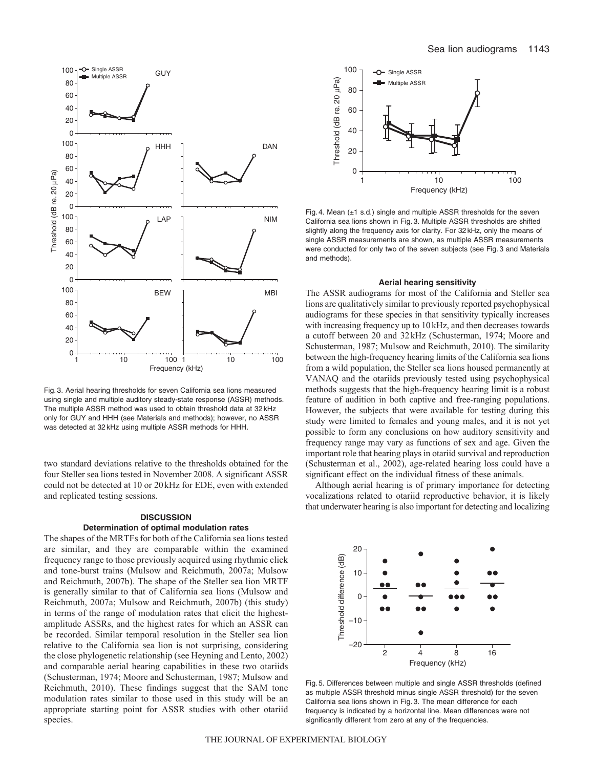Fig. 3. Aerial hearing thresholds for seven California sea lions measured using single and multiple auditory steady-state response (ASSR) methods. The multiple ASSR method was used to obtain threshold data at 32 kHz only for GUY and HHH (see Materials and methods); however, no ASSR was detected at 32 kHz using multiple ASSR methods for HHH.

two standard deviations relative to the thresholds obtained for the four Steller sea lions tested in November 2008. A significant ASSR could not be detected at 10 or 20 kHz for EDE, even with extended and replicated testing sessions.

## DISCUSSION

### Determination of optimal modulation rates

The shapes of the MRTFs for both of the California sea lions tested are similar, and they are comparable within the examined frequency range to those previously acquired using rhythmic click and tone-burst trains (Mulsow and Reichmuth, 2007a; Mulsow and Reichmuth, 2007b). The shape of the Steller sea lion MRTF is generally similar to that of California sea lions (Mulsow and Reichmuth, 2007a; Mulsow and Reichmuth, 2007b) (this study) in terms of the range of modulation rates that elicit the highest-amplitude ASSRs, and the highest rates for which an ASSR can be recorded. Similar temporal resolution in the Steller sea lion relative to the California sea lion is not surprising, considering the close phylogenetic relationship (see Heyning and Lento, 2002) and comparable aerial hearing capabilities in these two otariids (Schusterman, 1974; Moore and Schusterman, 1987; Mulsow and Reichmuth, 2010). These findings suggest that the SAM tone modulation rates similar to those used in this study will be an appropriate starting point for ASSR studies with other otariid species.

Fig. 4. Mean (±1 s.d.) single and multiple ASSR thresholds for the seven California sea lions shown in Fig. 3. Multiple ASSR thresholds are shifted slightly along the frequency axis for clarity. For 32 kHz, only the means of single ASSR measurements are shown, as multiple ASSR measurements were conducted for only two of the seven subjects (see Fig. 3 and Materials and methods).

### Aerial hearing sensitivity

The ASSR audiograms for most of the California and Steller sea lions are qualitatively similar to previously reported psychophysical audiograms for these species in that sensitivity typically increases with increasing frequency up to 10 kHz, and then decreases towards a cutoff between 20 and 32 kHz (Schusterman, 1974; Moore and Schusterman, 1987; Mulsow and Reichmuth, 2010). The similarity between the high-frequency hearing limits of the California sea lions from a wild population, the Steller sea lions housed permanently at VANAQ and the otariids previously tested using psychophysical methods suggests that the high-frequency hearing limit is a robust feature of audition in both captive and free-ranging populations. However, the subjects that were available for testing during this study were limited to females and young males, and it is not yet possible to form any conclusions on how auditory sensitivity and frequency range may vary as functions of sex and age. Given the important role that hearing plays in otariid survival and reproduction (Schusterman et al., 2002), age-related hearing loss could have a significant effect on the individual fitness of these animals.

Although aerial hearing is of primary importance for detecting vocalizations related to otariid reproductive behavior, it is likely that underwater hearing is also important for detecting and localizing

Fig. 5. Differences between multiple and single ASSR thresholds (defined as multiple ASSR threshold minus single ASSR threshold) for the seven California sea lions shown in Fig. 3. The mean difference for each frequency is indicated by a horizontal line. Mean differences were not significantly different from zero at any of the frequencies.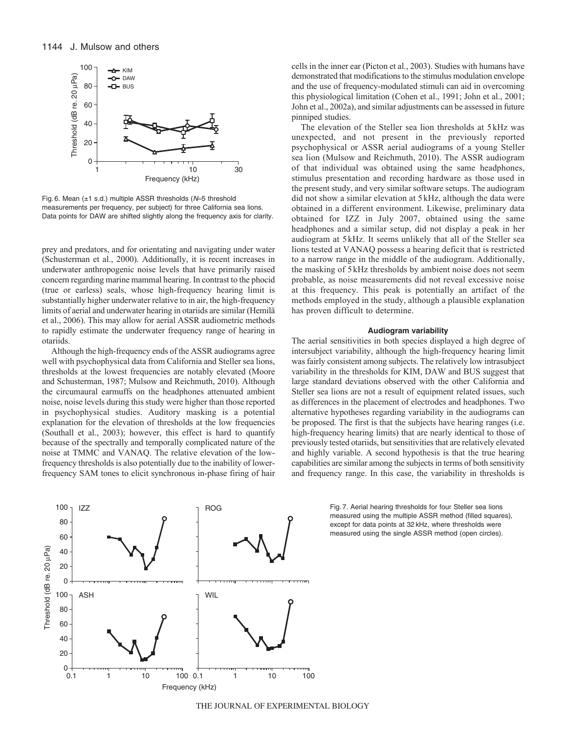Fig. 6. Mean (±1 s.d.) multiple ASSR thresholds ($N$=5 threshold measurements per frequency, per subject) for three California sea lions. Data points for DAW are shifted slightly along the frequency axis for clarity.

prey and predators, and for orientating and navigating under water (Schusterman et al., 2000). Additionally, it is recent increases in underwater anthropogenic noise levels that have primarily raised concern regarding marine mammal hearing. In contrast to the phocid (true or earless) seals, whose high-frequency hearing limit is substantially higher underwater relative to in air, the high-frequency limits of aerial and underwater hearing in otariids are similar (Hemilä et al., 2006). This may allow for aerial ASSR audiometric methods to rapidly estimate the underwater frequency range of hearing in otariids.

Although the high-frequency ends of the ASSR audiograms agree well with psychophysical data from California and Steller sea lions, thresholds at the lowest frequencies are notably elevated (Moore and Schusterman, 1987; Mulsow and Reichmuth, 2010). Although the circumaural earmuffs on the headphones attenuated ambient noise, noise levels during this study were higher than those reported in psychophysical studies. Auditory masking is a potential explanation for the elevation of thresholds at the low frequencies (Southall et al., 2003); however, this effect is hard to quantify because of the spectrally and temporally complicated nature of the noise at TMMC and VANAQ. The relative elevation of the low-frequency thresholds is also potentially due to the inability of lower-frequency SAM tones to elicit synchronous in-phase firing of hair cells in the inner ear (Picton et al., 2003). Studies with humans have demonstrated that modifications to the stimulus modulation envelope and the use of frequency-modulated stimuli can aid in overcoming this physiological limitation (Cohen et al., 1991; John et al., 2001; John et al., 2002a), and similar adjustments can be assessed in future pinniped studies.

The elevation of the Steller sea lion thresholds at 5 kHz was unexpected, and not present in the previously reported psychophysical or ASSR aerial audiograms of a young Steller sea lion (Mulsow and Reichmuth, 2010). The ASSR audiogram of that individual was obtained using the same headphones, stimulus presentation and recording hardware as those used in the present study, and very similar software setups. The audiogram did not show a similar elevation at 5 kHz, although the data were obtained in a different environment. Likewise, preliminary data obtained for IZZ in July 2007, obtained using the same headphones and a similar setup, did not display a peak in her audiogram at 5 kHz. It seems unlikely that all of the Steller sea lions tested at VANAQ possess a hearing deficit that is restricted to a narrow range in the middle of the audiogram. Additionally, the masking of 5 kHz thresholds by ambient noise does not seem probable, as noise measurements did not reveal excessive noise at this frequency. This peak is potentially an artifact of the methods employed in the study, although a plausible explanation has proven difficult to determine.

### Audiogram variability

The aerial sensitivities in both species displayed a high degree of intersubject variability, although the high-frequency hearing limit was fairly consistent among subjects. The relatively low intrasubject variability in the thresholds for KIM, DAW and BUS suggest that large standard deviations observed with the other California and Steller sea lions are not a result of equipment related issues, such as differences in the placement of electrodes and headphones. Two alternative hypotheses regarding variability in the audiograms can be proposed. The first is that the subjects have hearing ranges (i.e. high-frequency hearing limits) that are nearly identical to those of previously tested otariids, but sensitivities that are relatively elevated and highly variable. A second hypothesis is that the true hearing capabilities are similar among the subjects in terms of both sensitivity and frequency range. In this case, the variability in thresholds is

Fig. 7. Aerial hearing thresholds for four Steller sea lions measured using the multiple ASSR method (filled squares), except for data points at 32 kHz, where thresholds were measured using the single ASSR method (open circles).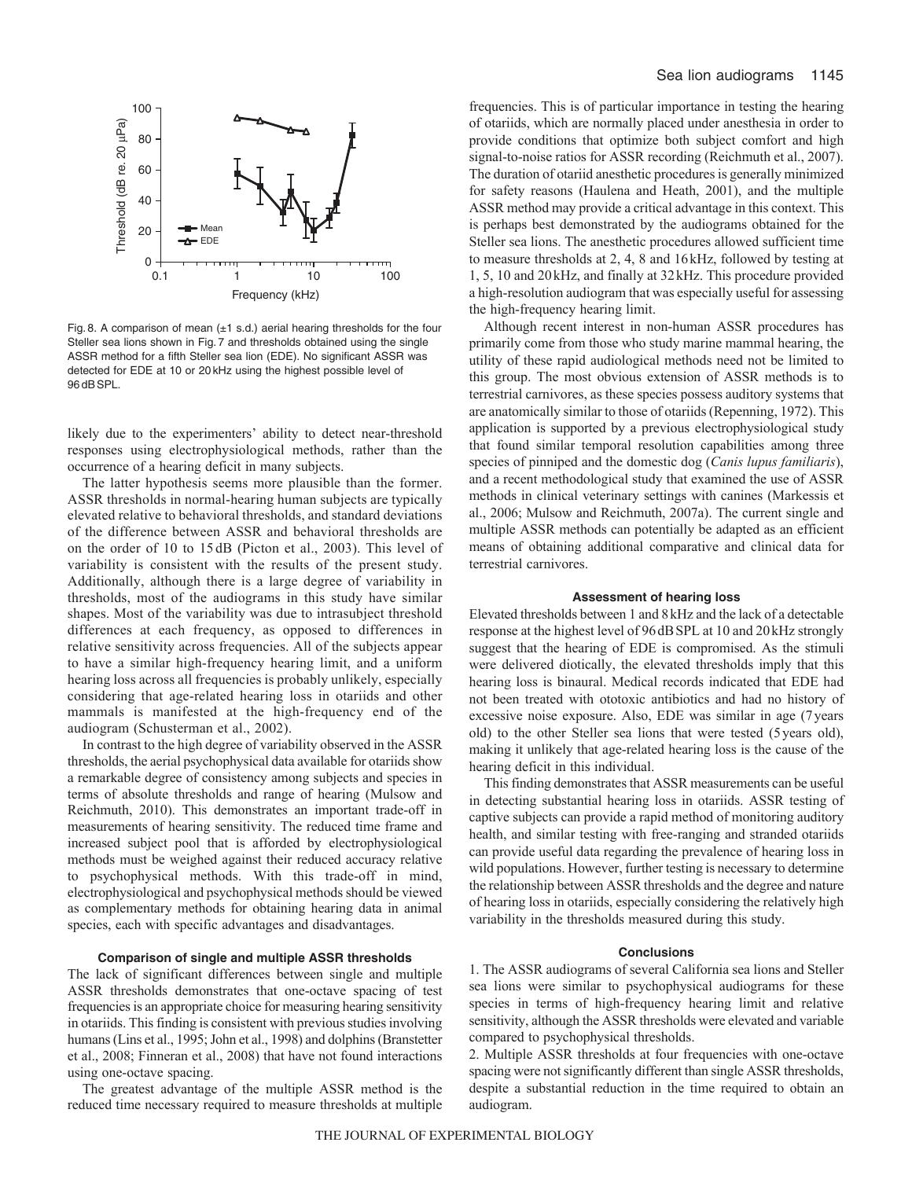Fig. 8. A comparison of mean (±1 s.d.) aerial hearing thresholds for the four Steller sea lions shown in Fig. 7 and thresholds obtained using the single ASSR method for a fifth Steller sea lion (EDE). No significant ASSR was detected for EDE at 10 or 20 kHz using the highest possible level of 96 dB SPL.

likely due to the experimenters' ability to detect near-threshold responses using electrophysiological methods, rather than the occurrence of a hearing deficit in many subjects.

The latter hypothesis seems more plausible than the former. ASSR thresholds in normal-hearing human subjects are typically elevated relative to behavioral thresholds, and standard deviations of the difference between ASSR and behavioral thresholds are on the order of 10 to 15 dB (Picton et al., 2003). This level of variability is consistent with the results of the present study. Additionally, although there is a large degree of variability in thresholds, most of the audiograms in this study have similar shapes. Most of the variability was due to intrasubject threshold differences at each frequency, as opposed to differences in relative sensitivity across frequencies. All of the subjects appear to have a similar high-frequency hearing limit, and a uniform hearing loss across all frequencies is probably unlikely, especially considering that age-related hearing loss in otariids and other mammals is manifested at the high-frequency end of the audiogram (Schusterman et al., 2002).

In contrast to the high degree of variability observed in the ASSR thresholds, the aerial psychophysical data available for otariids show a remarkable degree of consistency among subjects and species in terms of absolute thresholds and range of hearing (Mulsow and Reichmuth, 2010). This demonstrates an important trade-off in measurements of hearing sensitivity. The reduced time frame and increased subject pool that is afforded by electrophysiological methods must be weighed against their reduced accuracy relative to psychophysical methods. With this trade-off in mind, electrophysiological and psychophysical methods should be viewed as complementary methods for obtaining hearing data in animal species, each with specific advantages and disadvantages.

### Comparison of single and multiple ASSR thresholds

The lack of significant differences between single and multiple ASSR thresholds demonstrates that one-octave spacing of test frequencies is an appropriate choice for measuring hearing sensitivity in otariids. This finding is consistent with previous studies involving humans (Lins et al., 1995; John et al., 1998) and dolphins (Branstetter et al., 2008; Finneran et al., 2008) that have not found interactions using one-octave spacing.

The greatest advantage of the multiple ASSR method is the reduced time necessary required to measure thresholds at multiple frequencies. This is of particular importance in testing the hearing of otariids, which are normally placed under anesthesia in order to provide conditions that optimize both subject comfort and high signal-to-noise ratios for ASSR recording (Reichmuth et al., 2007). The duration of otariid anesthetic procedures is generally minimized for safety reasons (Haulena and Heath, 2001), and the multiple ASSR method may provide a critical advantage in this context. This is perhaps best demonstrated by the audiograms obtained for the Steller sea lions. The anesthetic procedures allowed sufficient time to measure thresholds at 2, 4, 8 and 16 kHz, followed by testing at 1, 5, 10 and 20 kHz, and finally at 32 kHz. This procedure provided a high-resolution audiogram that was especially useful for assessing the high-frequency hearing limit.

Although recent interest in non-human ASSR procedures has primarily come from those who study marine mammal hearing, the utility of these rapid audiological methods need not be limited to this group. The most obvious extension of ASSR methods is to terrestrial carnivores, as these species possess auditory systems that are anatomically similar to those of otariids (Repenning, 1972). This application is supported by a previous electrophysiological study that found similar temporal resolution capabilities among three species of pinniped and the domestic dog (*Canis lupus familiaris*), and a recent methodological study that examined the use of ASSR methods in clinical veterinary settings with canines (Markessis et al., 2006; Mulsow and Reichmuth, 2007a). The current single and multiple ASSR methods can potentially be adapted as an efficient means of obtaining additional comparative and clinical data for terrestrial carnivores.

### Assessment of hearing loss

Elevated thresholds between 1 and 8 kHz and the lack of a detectable response at the highest level of 96 dB SPL at 10 and 20 kHz strongly suggest that the hearing of EDE is compromised. As the stimuli were delivered diotically, the elevated thresholds imply that this hearing loss is binaural. Medical records indicated that EDE had not been treated with ototoxic antibiotics and had no history of excessive noise exposure. Also, EDE was similar in age (7 years old) to the other Steller sea lions that were tested (5 years old), making it unlikely that age-related hearing loss is the cause of the hearing deficit in this individual.

This finding demonstrates that ASSR measurements can be useful in detecting substantial hearing loss in otariids. ASSR testing of captive subjects can provide a rapid method of monitoring auditory health, and similar testing with free-ranging and stranded otariids can provide useful data regarding the prevalence of hearing loss in wild populations. However, further testing is necessary to determine the relationship between ASSR thresholds and the degree and nature of hearing loss in otariids, especially considering the relatively high variability in the thresholds measured during this study.

### Conclusions

1. The ASSR audiograms of several California sea lions and Steller sea lions were similar to psychophysical audiograms for these species in terms of high-frequency hearing limit and relative sensitivity, although the ASSR thresholds were elevated and variable compared to psychophysical thresholds.
2. Multiple ASSR thresholds at four frequencies with one-octave spacing were not significantly different than single ASSR thresholds, despite a substantial reduction in the time required to obtain an audiogram.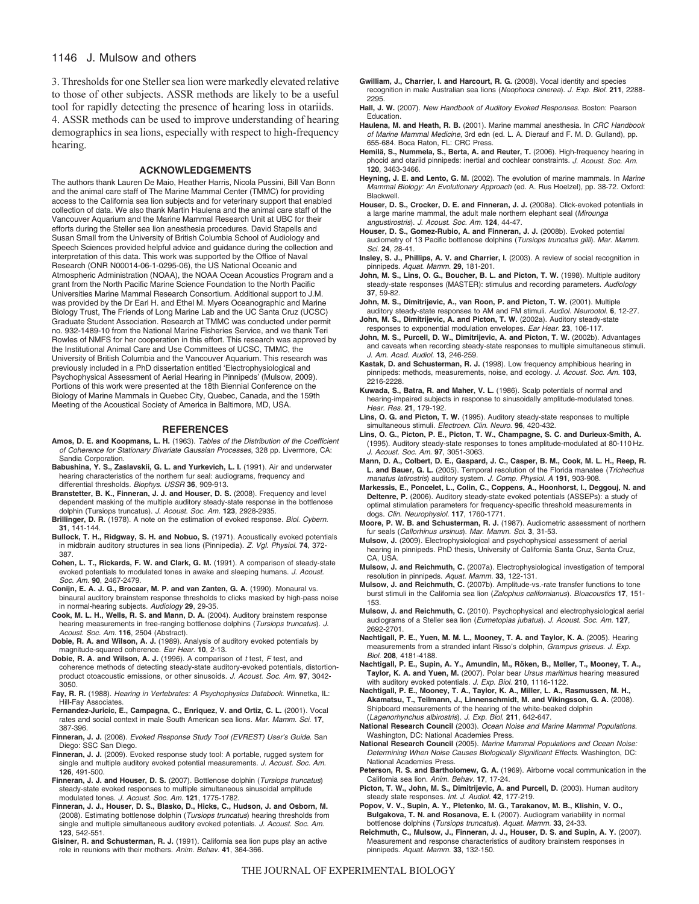3. Thresholds for one Steller sea lion were markedly elevated relative to those of other subjects. ASSR methods are likely to be a useful tool for rapidly detecting the presence of hearing loss in otariids.
4. ASSR methods can be used to improve understanding of hearing demographics in sea lions, especially with respect to high-frequency hearing.

## ACKNOWLEDGEMENTS

The authors thank Lauren De Maio, Heather Harris, Nicola Pussini, Bill Van Bonn and the animal care staff of The Marine Mammal Center (TMMC) for providing access to the California sea lion subjects and for veterinary support that enabled collection of data. We also thank Martin Haulena and the animal care staff of the Vancouver Aquarium and the Marine Mammal Research Unit at UBC for their efforts during the Steller sea lion anesthesia procedures. David Stapells and Susan Small from the University of British Columbia School of Audiology and Speech Sciences provided helpful advice and guidance during the collection and interpretation of this data. This work was supported by the Office of Naval Research (ONR N00014-06-1-0295-06), the US National Oceanic and Atmospheric Administration (NOAA), the NOAA Ocean Acoustics Program and a grant from the North Pacific Marine Science Foundation to the North Pacific Universities Marine Mammal Research Consortium. Additional support to J.M. was provided by the Dr Earl H. and Ethel M. Myers Oceanographic and Marine Biology Trust, The Friends of Long Marine Lab and the UC Santa Cruz (UCSC) Graduate Student Association. Research at TMMC was conducted under permit no. 932-1489-10 from the National Marine Fisheries Service, and we thank Teri Rowles of NMFS for her cooperation in this effort. This research was approved by the Institutional Animal Care and Use Committees of UCSC, TMMC, the University of British Columbia and the Vancouver Aquarium. This research was previously included in a PhD dissertation entitled 'Electrophysiological and Psychophysical Assessment of Aerial Hearing in Pinnipeds' (Mulsow, 2009). Portions of this work were presented at the 18th Biennial Conference on the Biology of Marine Mammals in Quebec City, Quebec, Canada, and the 159th Meeting of the Acoustical Society of America in Baltimore, MD, USA.

## REFERENCES

**Amos, D. E. and Koopmans, L. H.** (1963). *Tables of the Distribution of the Coefficient of Coherence for Stationary Bivariate Gaussian Processes*, 328 pp. Livermore, CA: Sandia Corporation.

**Babushina, Y. S., Zaslavskii, G. L. and Yurkevich, L. I.** (1991). Air and underwater hearing characteristics of the northern fur seal: audiograms, frequency and differential thresholds. *Biophys. USSR* **36**, 909-913.

**Branstetter, B. K., Finneran, J. J. and Houser, D. S.** (2008). Frequency and level dependent masking of the multiple auditory steady-state response in the bottlenose dolphin (Tursiops truncatus). *J. Acoust. Soc. Am.* **123**, 2928-2935.

**Brillinger, D. R.** (1978). A note on the estimation of evoked response. *Biol. Cybern.* **31**, 141-144.

**Bullock, T. H., Ridgway, S. H. and Nobuo, S.** (1971). Acoustically evoked potentials in midbrain auditory structures in sea lions (Pinnipedia). *Z. Vgl. Physiol.* **74**, 372-387.

**Cohen, L. T., Rickards, F. W. and Clark, G. M.** (1991). A comparison of steady-state evoked potentials to modulated tones in awake and sleeping humans. *J. Acoust. Soc. Am.* **90**, 2467-2479.

**Conijn, E. A. J. G., Brocaar, M. P. and van Zanten, G. A.** (1990). Monaural vs. binaural auditory brainstem response thresholds to clicks masked by high-pass noise in normal-hearing subjects. *Audiology* **29**, 29-35.

**Cook, M. L. H., Wells, R. S. and Mann, D. A.** (2004). Auditory brainstem response hearing measurements in free-ranging bottlenose dolphins (*Tursiops truncatus*). *J. Acoust. Soc. Am.* **116**, 2504 (Abstract).

**Dobie, R. A. and Wilson, A. J.** (1989). Analysis of auditory evoked potentials by magnitude-squared coherence. *Ear Hear.* **10**, 2-13.

**Dobie, R. A. and Wilson, A. J.** (1996). A comparison of *t* test, *F* test, and coherence methods of detecting steady-state auditory-evoked potentials, distortion-product otoacoustic emissions, or other sinusoids. *J. Acoust. Soc. Am.* **97**, 3042-3050.

**Fay, R. R.** (1988). *Hearing in Vertebrates: A Psychophysics Databook*. Winnetka, IL: Hill-Fay Associates.

**Fernandez-Juricic, E., Campagna, C., Enriquez, V. and Ortiz, C. L.** (2001). Vocal rates and social context in male South American sea lions. *Mar. Mamm. Sci.* **17**, 387-396.

**Finneran, J. J.** (2008). *Evoked Response Study Tool (EVREST) User's Guide*. San Diego: SSC San Diego.

**Finneran, J. J.** (2009). Evoked response study tool: A portable, rugged system for single and multiple auditory evoked potential measurements. *J. Acoust. Soc. Am.* **126**, 491-500.

**Finneran, J. J. and Houser, D. S.** (2007). Bottlenose dolphin (*Tursiops truncatus*) steady-state evoked responses to multiple simultaneous sinusoidal amplitude modulated tones. *J. Acoust. Soc. Am.* **121**, 1775-1782.

**Finneran, J. J., Houser, D. S., Blasko, D., Hicks, C., Hudson, J. and Osborn, M.** (2008). Estimating bottlenose dolphin (*Tursiops truncatus*) hearing thresholds from single and multiple simultaneous auditory evoked potentials. *J. Acoust. Soc. Am.* **123**, 542-551.

**Gisiner, R. and Schusterman, R. J.** (1991). California sea lion pups play an active role in reunions with their mothers. *Anim. Behav.* **41**, 364-366.

**Gwilliam, J., Charrier, I. and Harcourt, R. G.** (2008). Vocal identity and species recognition in male Australian sea lions (*Neophoca cinerea*). *J. Exp. Biol.* **211**, 2288-2295.

**Hall, J. W.** (2007). *New Handbook of Auditory Evoked Responses*. Boston: Pearson Education.

**Haulena, M. and Heath, R. B.** (2001). Marine mammal anesthesia. In *CRC Handbook of Marine Mammal Medicine*, 3rd edn (ed. L. A. Dierauf and F. M. D. Gulland), pp. 655-684. Boca Raton, FL: CRC Press.

**Hemilä, S., Nummela, S., Berta, A. and Reuter, T.** (2006). High-frequency hearing in phocid and otariid pinnipeds: inertial and cochlear constraints. *J. Acoust. Soc. Am.* **120**, 3463-3466.

**Heyning, J. E. and Lento, G. M.** (2002). The evolution of marine mammals. In *Marine Mammal Biology: An Evolutionary Approach* (ed. A. Rus Hoelzel), pp. 38-72. Oxford: Blackwell.

**Houser, D. S., Crocker, D. E. and Finneran, J. J.** (2008a). Click-evoked potentials in a large marine mammal, the adult male northern elephant seal (*Mirounga angustirostris*). *J. Acoust. Soc. Am.* **124**, 44-47.

**Houser, D. S., Gomez-Rubio, A. and Finneran, J. J.** (2008b). Evoked potential audiometry of 13 Pacific bottlenose dolphins (*Tursiops truncatus gilli*). *Mar. Mamm. Sci.* **24**, 28-41.

**Insley, S. J., Phillips, A. V. and Charrier, I.** (2003). A review of social recognition in pinnipeds. *Aquat. Mamm.* **29**, 181-201.

**John, M. S., Lins, O. G., Boucher, B. L. and Picton, T. W.** (1998). Multiple auditory steady-state responses (MASTER): stimulus and recording parameters. *Audiology* **37**, 59-82.

**John, M. S., Dimitrijevic, A., van Roon, P. and Picton, T. W.** (2001). Multiple auditory steady-state responses to AM and FM stimuli. *Audiol. Neurootol.* **6**, 12-27.

**John, M. S., Dimitrijevic, A. and Picton, T. W.** (2002a). Auditory steady-state responses to exponential modulation envelopes. *Ear Hear.* **23**, 106-117.

**John, M. S., Purcell, D. W., Dimitrijevic, A. and Picton, T. W.** (2002b). Advantages and caveats when recording steady-state responses to multiple simultaneous stimuli. *J. Am. Acad. Audiol.* **13**, 246-259.

**Kastak, D. and Schusterman, R. J.** (1998). Low frequency amphibious hearing in pinnipeds: methods, measurements, noise, and ecology. *J. Acoust. Soc. Am.* **103**, 2216-2228.

**Kuwada, S., Batra, R. and Maher, V. L.** (1986). Scalp potentials of normal and hearing-impaired subjects in response to sinusoidally amplitude-modulated tones. *Hear. Res.* **21**, 179-192.

**Lins, O. G. and Picton, T. W.** (1995). Auditory steady-state responses to multiple simultaneous stimuli. *Electroen. Clin. Neuro.* **96**, 420-432.

**Lins, O. G., Picton, P. E., Picton, T. W., Champagne, S. C. and Durieux-Smith, A.** (1995). Auditory steady-state responses to tones amplitude-modulated at 80-110 Hz. *J. Acoust. Soc. Am.* **97**, 3051-3063.

**Mann, D. A., Colbert, D. E., Gaspard, J. C., Casper, B. M., Cook, M. L. H., Reep, R. L. and Bauer, G. L.** (2005). Temporal resolution of the Florida manatee (*Trichechus manatus latirostris*) auditory system. *J. Comp. Physiol. A* **191**, 903-908.

**Markessis, E., Poncelet, L., Colin, C., Coppens, A., Hoonhorst, I., Deggouj, N. and Deltenre, P.** (2006). Auditory steady-state evoked potentials (ASSEPs): a study of optimal stimulation parameters for frequency-specific threshold measurements in dogs. *Clin. Neurophysiol.* **117**, 1760-1771.

**Moore, P. W. B. and Schusterman, R. J.** (1987). Audiometric assessment of northern fur seals (*Callorhinus ursinus*). *Mar. Mamm. Sci.* **3**, 31-53.

**Mulsow, J.** (2009). Electrophysiological and psychophysical assessment of aerial hearing in pinnipeds. PhD thesis, University of California Santa Cruz, Santa Cruz, CA, USA.

**Mulsow, J. and Reichmuth, C.** (2007a). Electrophysiological investigation of temporal resolution in pinnipeds. *Aquat. Mamm.* **33**, 122-131.

**Mulsow, J. and Reichmuth, C.** (2007b). Amplitude-vs.-rate transfer functions to tone burst stimuli in the California sea lion (*Zalophus californianus*). *Bioacoustics* **17**, 151-153.

**Mulsow, J. and Reichmuth, C.** (2010). Psychophysical and electrophysiological aerial audiograms of a Steller sea lion (*Eumetopias jubatus*). *J. Acoust. Soc. Am.* **127**, 2692-2701.

**Nachtigall, P. E., Yuen, M. M. L., Mooney, T. A. and Taylor, K. A.** (2005). Hearing measurements from a stranded infant Risso's dolphin, *Grampus griseus*. *J. Exp. Biol.* **208**, 4181-4188.

**Nachtigall, P. E., Supin, A. Y., Amundin, M., Röken, B., Møller, T., Mooney, T. A., Taylor, K. A. and Yuen, M.** (2007). Polar bear *Ursus maritimus* hearing measured with auditory evoked potentials. *J. Exp. Biol.* **210**, 1116-1122.

**Nachtigall, P. E., Mooney, T. A., Taylor, K. A., Miller, L. A., Rasmussen, M. H., Akamatsu, T., Teilmann, J., Linnenschmidt, M. and Vikingsson, G. A.** (2008). Shipboard measurements of the hearing of the white-beaked dolphin (*Lagenorhynchus albirostris*). *J. Exp. Biol.* **211**, 642-647.

**National Research Council** (2003). *Ocean Noise and Marine Mammal Populations*. Washington, DC: National Academies Press.

**National Research Council** (2005). *Marine Mammal Populations and Ocean Noise: Determining When Noise Causes Biologically Significant Effects*. Washington, DC: National Academies Press.

**Peterson, R. S. and Bartholomew, G. A.** (1969). Airborne vocal communication in the California sea lion. *Anim. Behav.* **17**, 17-24.

**Picton, T. W., John, M. S., Dimitrijevic, A. and Purcell, D.** (2003). Human auditory steady state responses. *Int. J. Audiol.* **42**, 177-219.

**Popov, V. V., Supin, A. Y., Pletenko, M. G., Tarakanov, M. B., Klishin, V. O., Bulgakova, T. N. and Rosanova, E. I.** (2007). Audiogram variability in normal bottlenose dolphins (*Tursiops truncatus*). *Aquat. Mamm.* **33**, 24-33.

**Reichmuth, C., Mulsow, J., Finneran, J. J., Houser, D. S. and Supin, A. Y.** (2007). Measurement and response characteristics of auditory brainstem responses in pinnipeds. *Aquat. Mamm.* **33**, 132-150.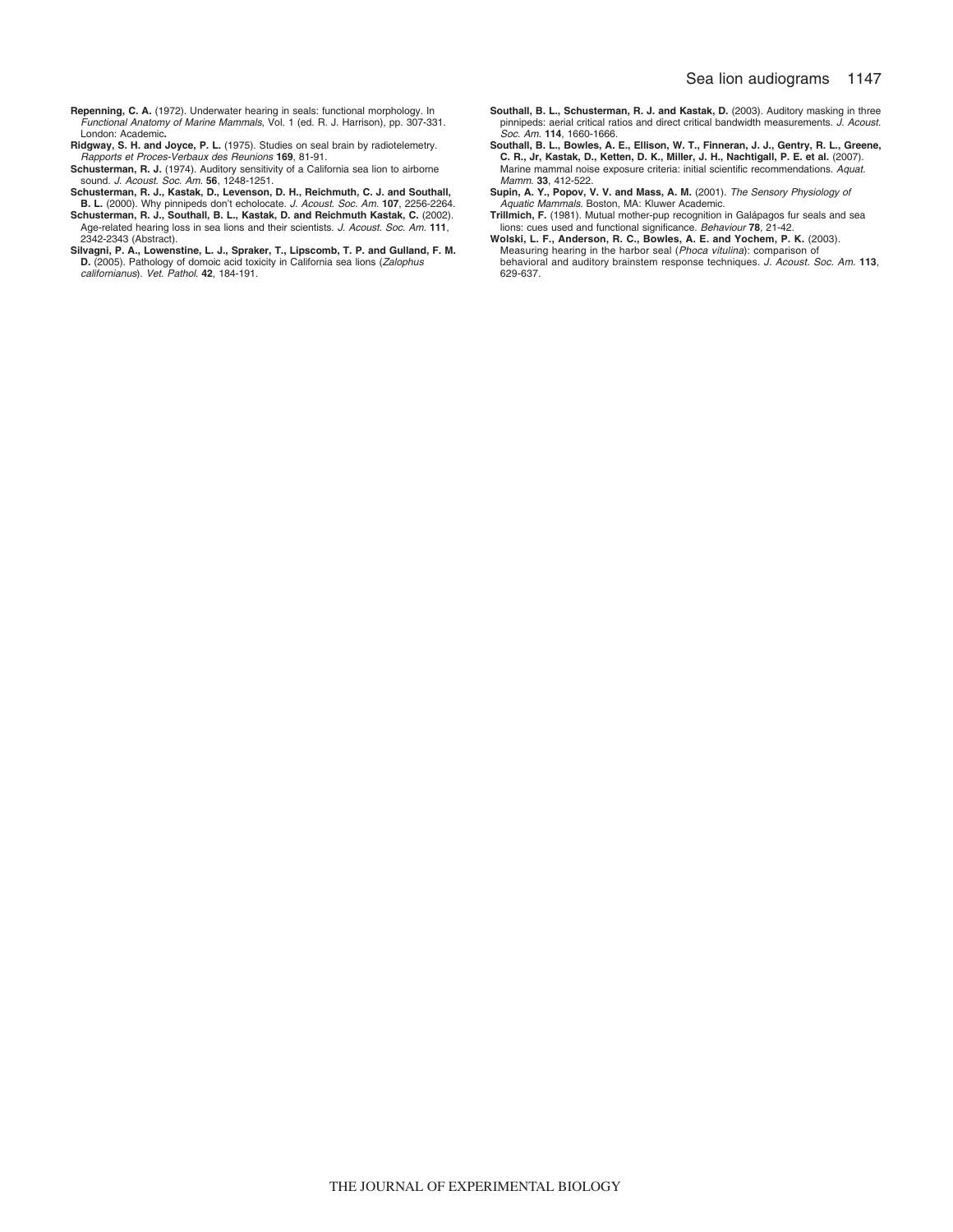**Repenning, C. A.** (1972). Underwater hearing in seals: functional morphology. In *Functional Anatomy of Marine Mammals*, Vol. 1 (ed. R. J. Harrison), pp. 307-331. London: Academic.

**Ridgway, S. H. and Joyce, P. L.** (1975). Studies on seal brain by radiotelemetry. *Rapports et Proces-Verbaux des Reunions* **169**, 81-91.

**Schusterman, R. J.** (1974). Auditory sensitivity of a California sea lion to airborne sound. *J. Acoust. Soc. Am.* **56**, 1248-1251.

**Schusterman, R. J., Kastak, D., Levenson, D. H., Reichmuth, C. J. and Southall, B. L.** (2000). Why pinnipeds don't echolocate. *J. Acoust. Soc. Am.* **107**, 2256-2264.

**Schusterman, R. J., Southall, B. L., Kastak, D. and Reichmuth Kastak, C.** (2002). Age-related hearing loss in sea lions and their scientists. *J. Acoust. Soc. Am.* **111**, 2342-2343 (Abstract).

**Silvagni, P. A., Lowenstine, L. J., Spraker, T., Lipscomb, T. P. and Gulland, F. M. D.** (2005). Pathology of domoic acid toxicity in California sea lions (*Zalophus californianus*). *Vet. Pathol.* **42**, 184-191.

**Southall, B. L., Schusterman, R. J. and Kastak, D.** (2003). Auditory masking in three pinnipeds: aerial critical ratios and direct critical bandwidth measurements. *J. Acoust. Soc. Am.* **114**, 1660-1666.

**Southall, B. L., Bowles, A. E., Ellison, W. T., Finneran, J. J., Gentry, R. L., Greene, C. R., Jr, Kastak, D., Ketten, D. K., Miller, J. H., Nachtigall, P. E. et al.** (2007). Marine mammal noise exposure criteria: initial scientific recommendations. *Aquat. Mamm.* **33**, 412-522.

**Supin, A. Y., Popov, V. V. and Mass, A. M.** (2001). *The Sensory Physiology of Aquatic Mammals*. Boston, MA: Kluwer Academic.

**Trillmich, F.** (1981). Mutual mother-pup recognition in Galápagos fur seals and sea lions: cues used and functional significance. *Behaviour* **78**, 21-42.

**Wolski, L. F., Anderson, R. C., Bowles, A. E. and Yochem, P. K.** (2003). Measuring hearing in the harbor seal (*Phoca vitulina*): comparison of behavioral and auditory brainstem response techniques. *J. Acoust. Soc. Am.* **113**, 629-637.